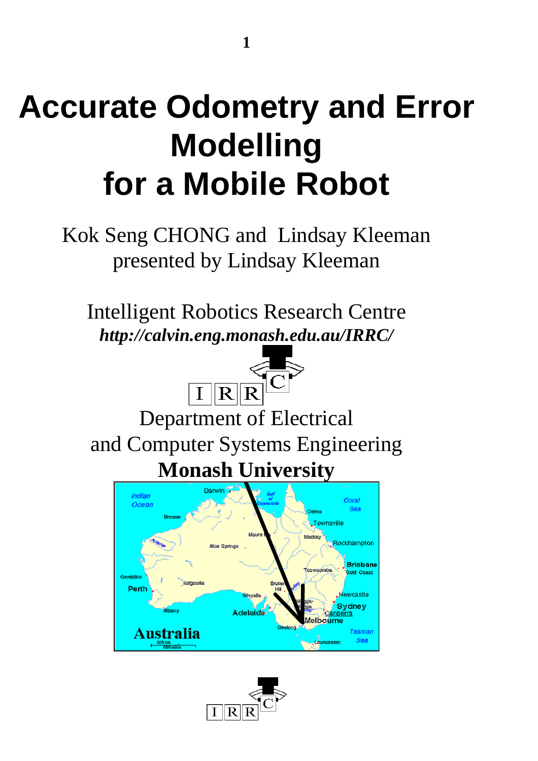# Accurate Odometry and Error Modelling for a Mobile Robot

Kok Seng CHONG and Lindsay Kleeman
presented by Lindsay Kleeman

Intelligent Robotics Research Centre
***http://calvin.eng.monash.edu.au/IRRC/***

Department of Electrical
and Computer Systems Engineering
**Monash University**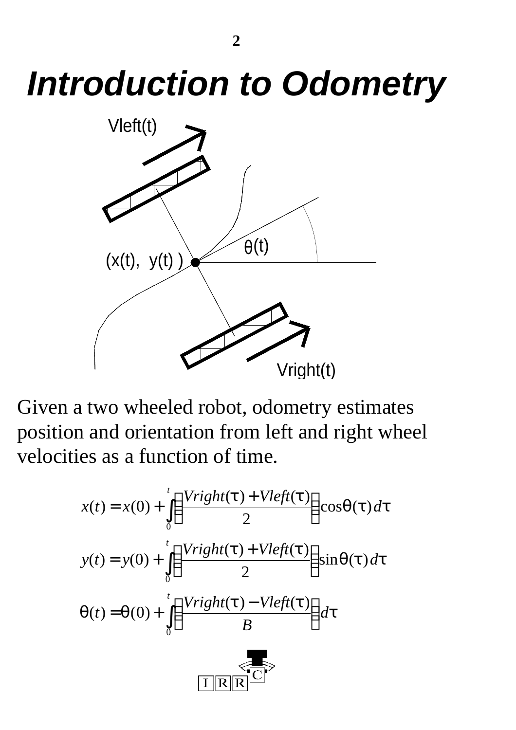# *Introduction to Odometry*

Given a two wheeled robot, odometry estimates position and orientation from left and right wheel velocities as a function of time.

$$x(t) = x(0) + \int_0^t \left( \frac{Vright(\tau) + Vleft(\tau)}{2} \right) \cos\theta(\tau)\, d\tau$$

$$y(t) = y(0) + \int_0^t \left( \frac{Vright(\tau) + Vleft(\tau)}{2} \right) \sin\theta(\tau)\, d\tau$$

$$\theta(t) = \theta(0) + \int_0^t \left( \frac{Vright(\tau) - Vleft(\tau)}{B} \right) d\tau$$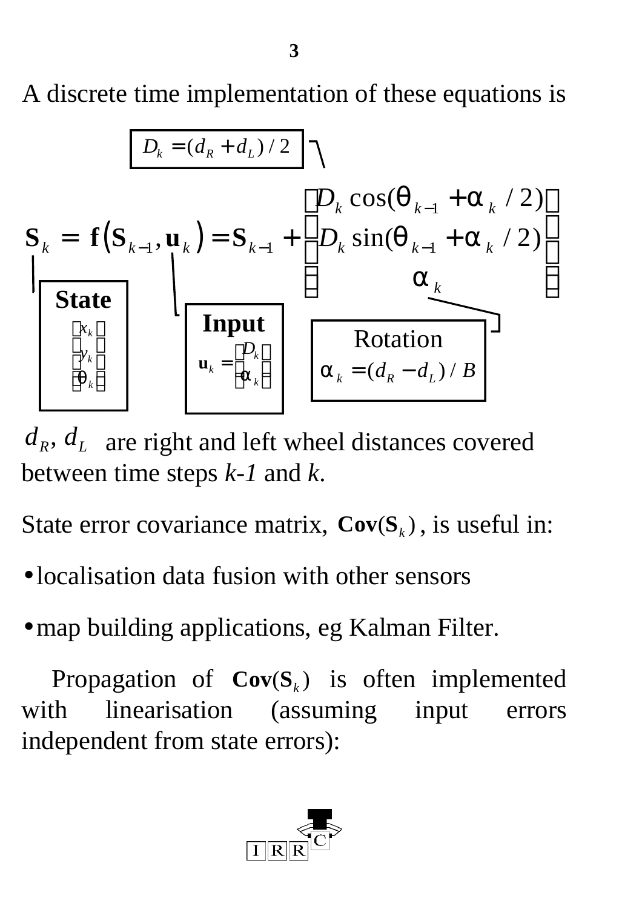A discrete time implementation of these equations is

$$D_k = (d_R + d_L)/2$$

$$\mathbf{S}_k = \mathbf{f}\left(\mathbf{S}_{k-1}, \mathbf{u}_k\right) = \mathbf{S}_{k-1} + \begin{bmatrix} D_k \cos(\theta_{k-1} + \alpha_k / 2) \\ D_k \sin(\theta_{k-1} + \alpha_k / 2) \\ \alpha_k \end{bmatrix}$$

**State**

$$\begin{bmatrix} x_k \\ y_k \\ \theta_k \end{bmatrix}$$

**Input**

$$\mathbf{u}_k = \begin{bmatrix} D_k \\ \alpha_k \end{bmatrix}$$

Rotation

$$\alpha_k = (d_R - d_L)/B$$

$d_R, d_L$ are right and left wheel distances covered between time steps *k-1* and *k*.

State error covariance matrix, $\mathbf{Cov}(\mathbf{S}_k)$, is useful in:

- localisation data fusion with other sensors
- map building applications, eg Kalman Filter.

Propagation of $\mathbf{Cov}(\mathbf{S}_k)$ is often implemented with linearisation (assuming input errors independent from state errors):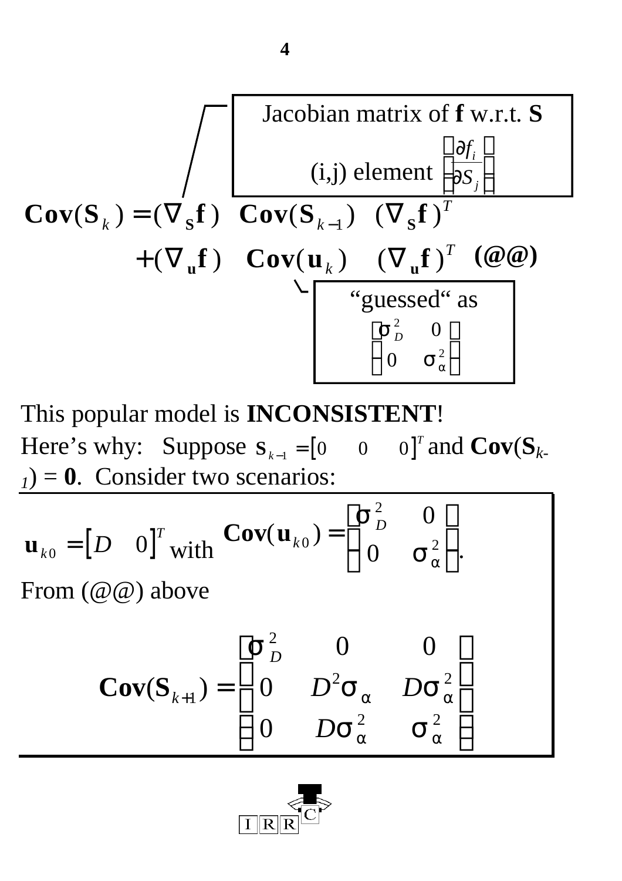Jacobian matrix of **f** w.r.t. **S**

(i,j) element $\left[\dfrac{\partial f_i}{\partial S_j}\right]$

$$\mathbf{Cov}(\mathbf{S}_k) = (\nabla_{\mathbf{S}}\mathbf{f}) \; \mathbf{Cov}(\mathbf{S}_{k-1}) \; (\nabla_{\mathbf{S}}\mathbf{f})^T$$

$$+ (\nabla_{\mathbf{u}}\mathbf{f}) \; \mathbf{Cov}(\mathbf{u}_k) \; (\nabla_{\mathbf{u}}\mathbf{f})^T \quad \textbf{(@@)}$$

"guessed" as $\begin{bmatrix} \sigma_D^2 & 0 \\ 0 & \sigma_\alpha^2 \end{bmatrix}$

This popular model is **INCONSISTENT**!
Here's why: Suppose $\mathbf{s}_{k-1} = \begin{bmatrix} 0 & 0 & 0 \end{bmatrix}^T$ and $\mathbf{Cov}(\mathbf{S}_{k-1}) = \mathbf{0}$. Consider two scenarios:

$\mathbf{u}_{k0} = \begin{bmatrix} D & 0 \end{bmatrix}^T$ with $\mathbf{Cov}(\mathbf{u}_{k0}) = \begin{bmatrix} \sigma_D^2 & 0 \\ 0 & \sigma_\alpha^2 \end{bmatrix}$.

From (@@) above

$$\mathbf{Cov}(\mathbf{S}_{k+1}) = \begin{bmatrix} \sigma_D^2 & 0 & 0 \\ 0 & D^2\sigma_\alpha & D\sigma_\alpha^2 \\ 0 & D\sigma_\alpha^2 & \sigma_\alpha^2 \end{bmatrix}$$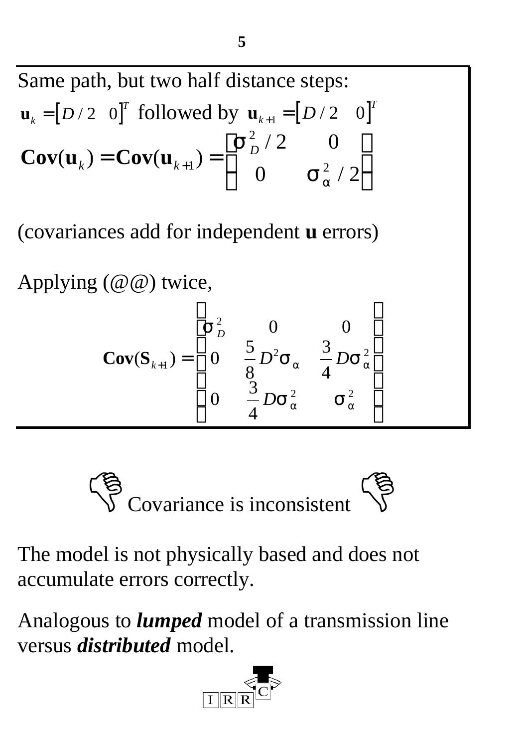Same path, but two half distance steps:

$\mathbf{u}_k = [D/2 \quad 0]^T$ followed by $\mathbf{u}_{k+1} = [D/2 \quad 0]^T$

$$\mathbf{Cov}(\mathbf{u}_k) = \mathbf{Cov}(\mathbf{u}_{k+1}) = \begin{bmatrix} \sigma_D^2/2 & 0 \\ 0 & \sigma_\alpha^2/2 \end{bmatrix}$$

(covariances add for independent **u** errors)

Applying (@@) twice,

$$\mathbf{Cov}(\mathbf{S}_{k+1}) = \begin{bmatrix} \sigma_D^2 & 0 & 0 \\ 0 & \frac{5}{8} D^2 \sigma_\alpha & \frac{3}{4} D \sigma_\alpha^2 \\ 0 & \frac{3}{4} D \sigma_\alpha^2 & \sigma_\alpha^2 \end{bmatrix}$$

Covariance is inconsistent

The model is not physically based and does not accumulate errors correctly.

Analogous to ***lumped*** model of a transmission line versus ***distributed*** model.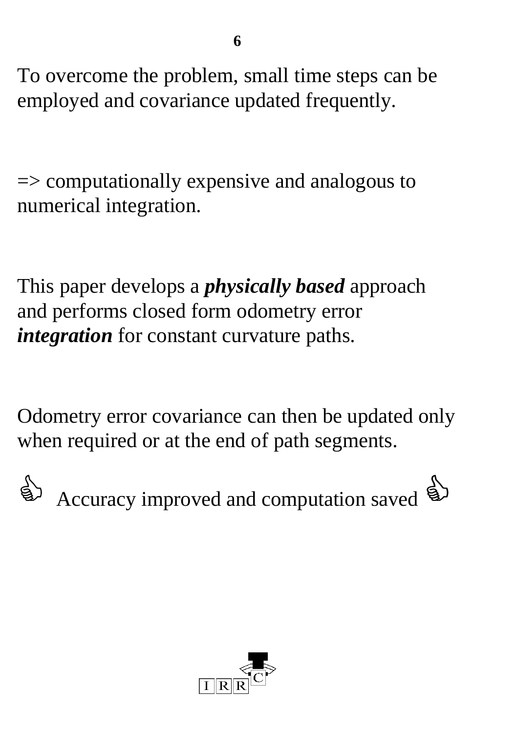To overcome the problem, small time steps can be employed and covariance updated frequently.

=> computationally expensive and analogous to numerical integration.

This paper develops a ***physically based*** approach and performs closed form odometry error ***integration*** for constant curvature paths.

Odometry error covariance can then be updated only when required or at the end of path segments.

Accuracy improved and computation saved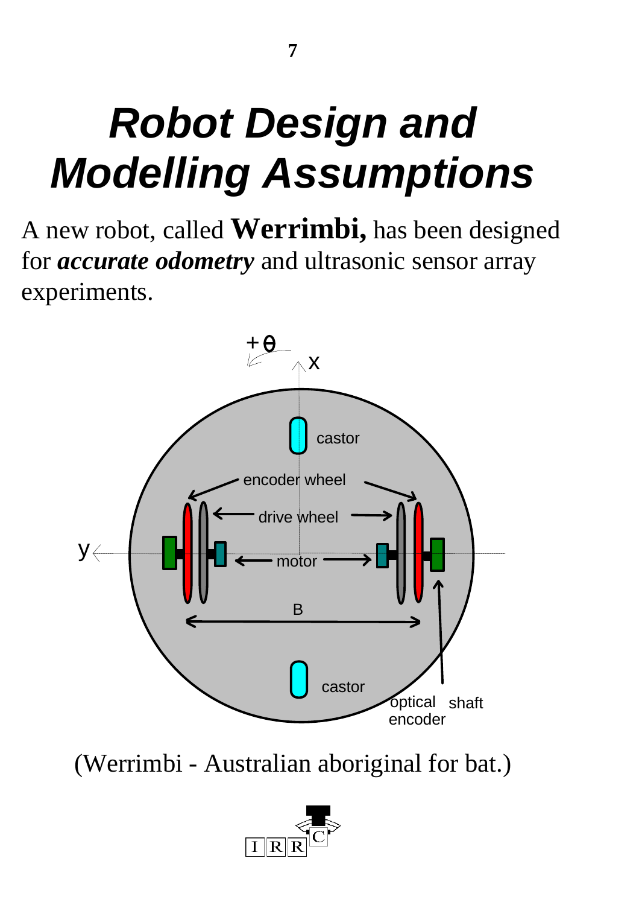# Robot Design and Modelling Assumptions

A new robot, called **Werrimbi,** has been designed for ***accurate odometry*** and ultrasonic sensor array experiments.

(Werrimbi - Australian aboriginal for bat.)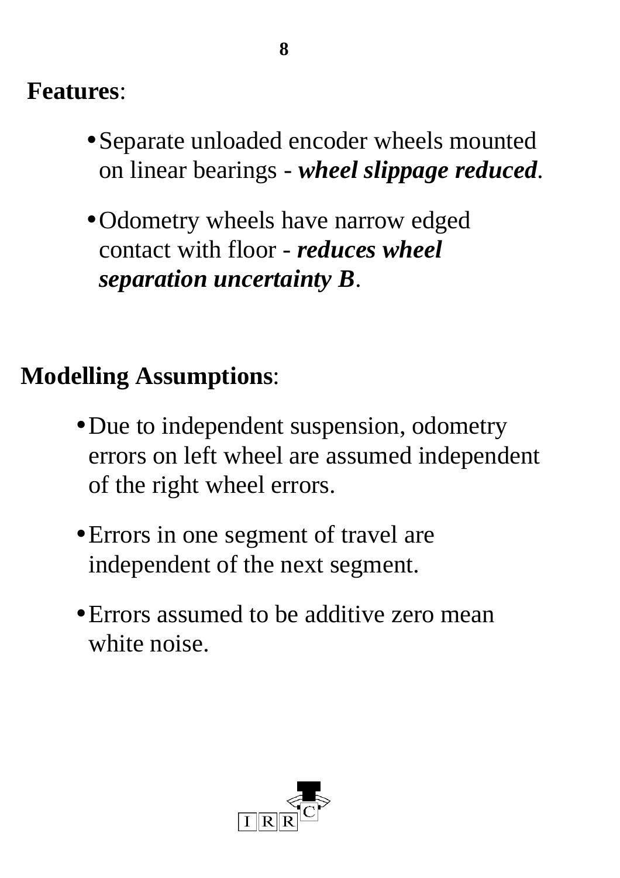**Features**:

- Separate unloaded encoder wheels mounted on linear bearings - ***wheel slippage reduced***.
- Odometry wheels have narrow edged contact with floor - ***reduces wheel separation uncertainty B***.

**Modelling Assumptions**:

- Due to independent suspension, odometry errors on left wheel are assumed independent of the right wheel errors.
- Errors in one segment of travel are independent of the next segment.
- Errors assumed to be additive zero mean white noise.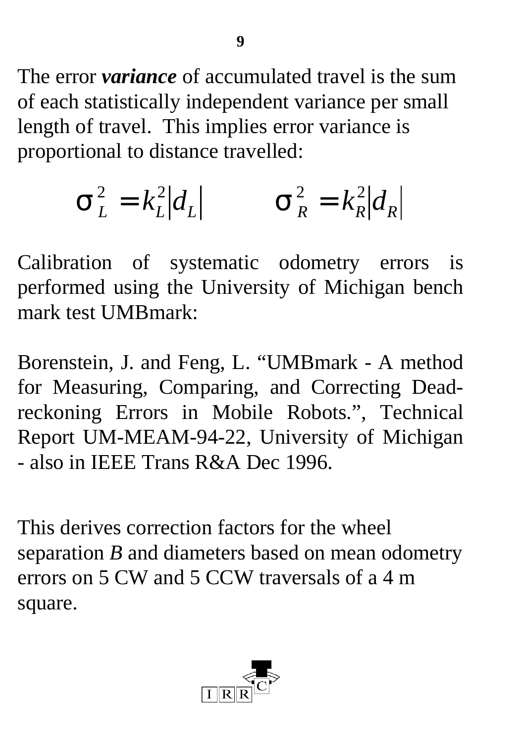The error ***variance*** of accumulated travel is the sum of each statistically independent variance per small length of travel. This implies error variance is proportional to distance travelled:

$$\sigma_L^2 = k_L^2 |d_L| \qquad \sigma_R^2 = k_R^2 |d_R|$$

Calibration of systematic odometry errors is performed using the University of Michigan bench mark test UMBmark:

Borenstein, J. and Feng, L. "UMBmark - A method for Measuring, Comparing, and Correcting Dead-reckoning Errors in Mobile Robots.", Technical Report UM-MEAM-94-22, University of Michigan - also in IEEE Trans R&A Dec 1996.

This derives correction factors for the wheel separation *B* and diameters based on mean odometry errors on 5 CW and 5 CCW traversals of a 4 m square.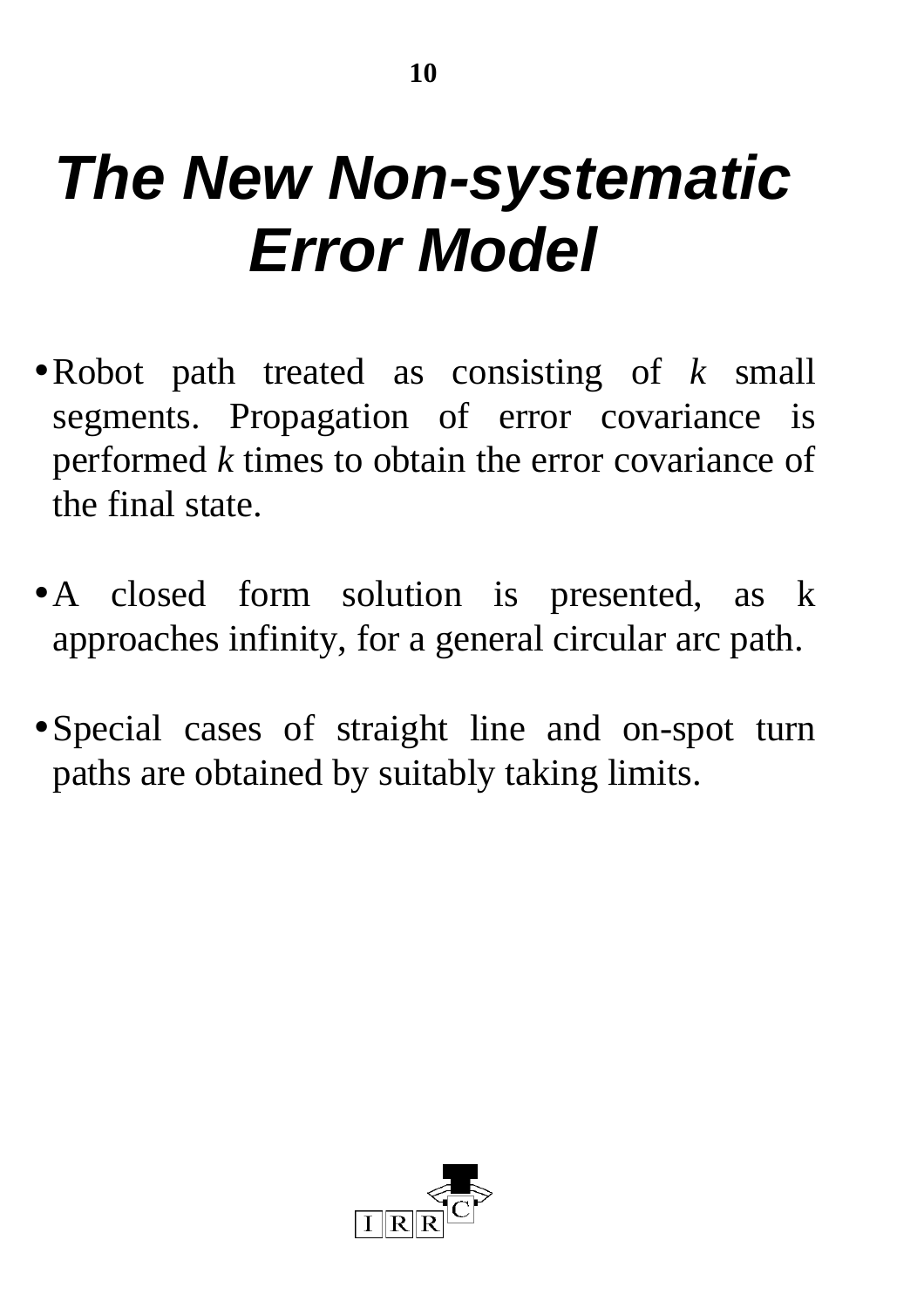# The New Non-systematic Error Model

- Robot path treated as consisting of $k$ small segments. Propagation of error covariance is performed $k$ times to obtain the error covariance of the final state.

- A closed form solution is presented, as k approaches infinity, for a general circular arc path.

- Special cases of straight line and on-spot turn paths are obtained by suitably taking limits.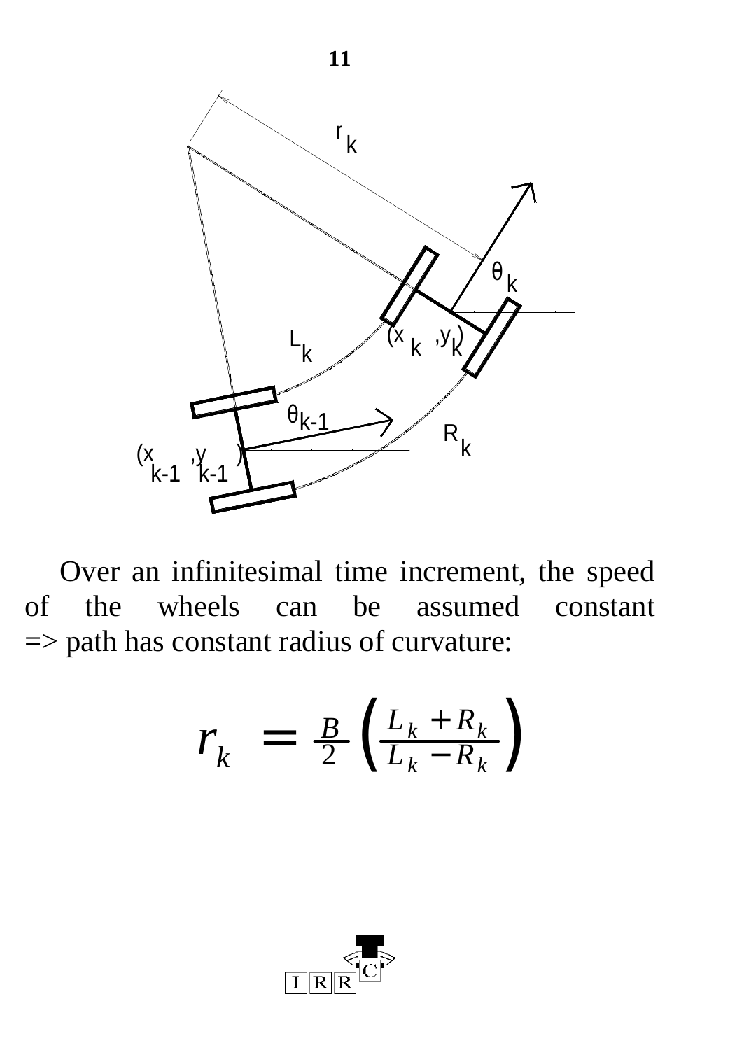Over an infinitesimal time increment, the speed of the wheels can be assumed constant => path has constant radius of curvature:

$$r_k = \frac{B}{2}\left(\frac{L_k + R_k}{L_k - R_k}\right)$$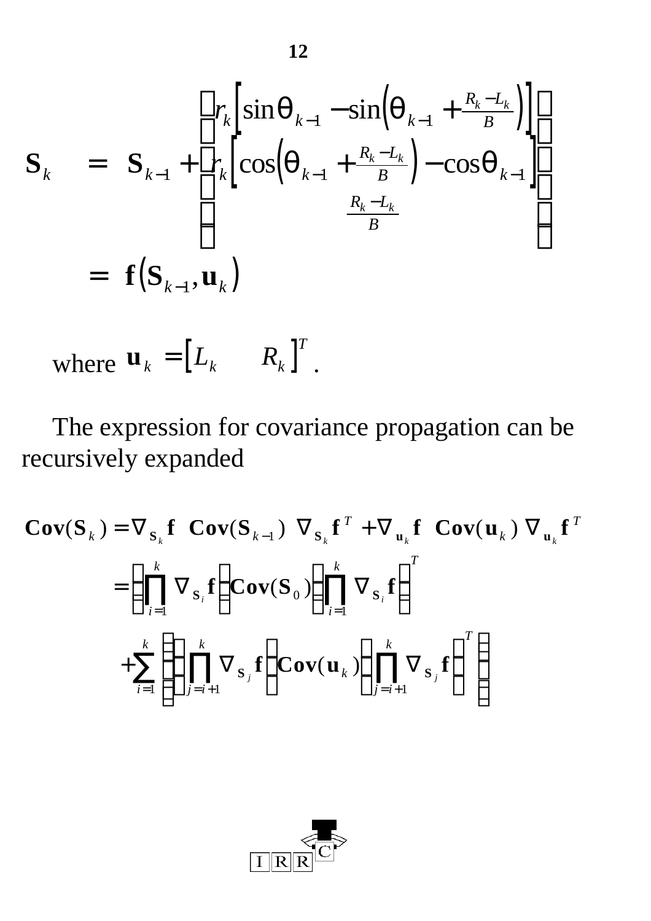$$
\mathbf{S}_k = \mathbf{S}_{k-1} + \begin{bmatrix} r_k\left[\sin\theta_{k-1} - \sin\left(\theta_{k-1} + \frac{R_k - L_k}{B}\right)\right] \\ r_k\left[\cos\left(\theta_{k-1} + \frac{R_k - L_k}{B}\right) - \cos\theta_{k-1}\right] \\ \frac{R_k - L_k}{B} \end{bmatrix}
$$

$$
= \mathbf{f}\left(\mathbf{S}_{k-1}, \mathbf{u}_k\right)
$$

where $\mathbf{u}_k = \left[L_k \quad R_k\right]^T$.

The expression for covariance propagation can be recursively expanded

$$
\mathbf{Cov}(\mathbf{S}_k) = \nabla_{\mathbf{S}_k}\mathbf{f} \;\; \mathbf{Cov}(\mathbf{S}_{k-1}) \;\; \nabla_{\mathbf{S}_k}\mathbf{f}^T + \nabla_{\mathbf{u}_k}\mathbf{f} \;\; \mathbf{Cov}(\mathbf{u}_k) \;\; \nabla_{\mathbf{u}_k}\mathbf{f}^T
$$

$$
= \left(\prod_{i=1}^{k} \nabla_{\mathbf{S}_i}\mathbf{f}\right)\mathbf{Cov}(\mathbf{S}_0)\left(\prod_{i=1}^{k} \nabla_{\mathbf{S}_i}\mathbf{f}\right)^T
$$

$$
+ \sum_{i=1}^{k}\left(\left(\prod_{j=i+1}^{k} \nabla_{\mathbf{S}_j}\mathbf{f}\right)\mathbf{Cov}(\mathbf{u}_k)\left(\prod_{j=i+1}^{k} \nabla_{\mathbf{S}_j}\mathbf{f}\right)^T\right)
$$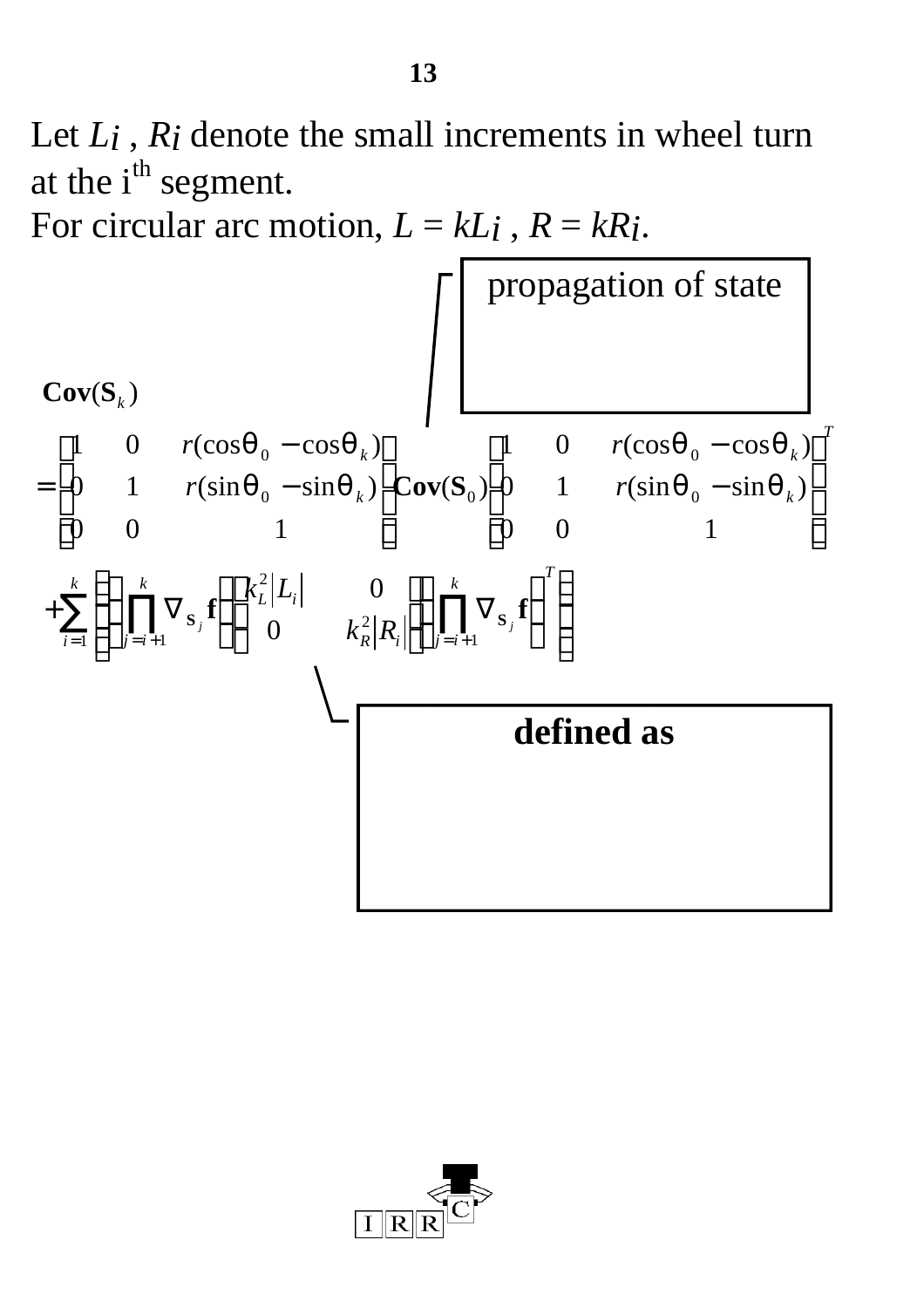Let $L_i$ , $R_i$ denote the small increments in wheel turn at the i[th] segment.
For circular arc motion, $L = kL_i$ , $R = kR_i$.

propagation of state

$$
\mathbf{Cov}(\mathbf{S}_k)
= \begin{bmatrix} 1 & 0 & r(\cos\theta_0 - \cos\theta_k) \\ 0 & 1 & r(\sin\theta_0 - \sin\theta_k) \\ 0 & 0 & 1 \end{bmatrix} \mathbf{Cov}(\mathbf{S}_0) \begin{bmatrix} 1 & 0 & r(\cos\theta_0 - \cos\theta_k) \\ 0 & 1 & r(\sin\theta_0 - \sin\theta_k) \\ 0 & 0 & 1 \end{bmatrix}^T
+ \sum_{i=1}^{k} \left( \left( \prod_{j=i+1}^{k} \nabla_{s_j} \mathbf{f} \right) \begin{bmatrix} k_L^2 |L_i| & 0 \\ 0 & k_R^2 |R_i| \end{bmatrix} \left( \prod_{j=i+1}^{k} \nabla_{s_j} \mathbf{f} \right)^T \right)
$$

**defined as**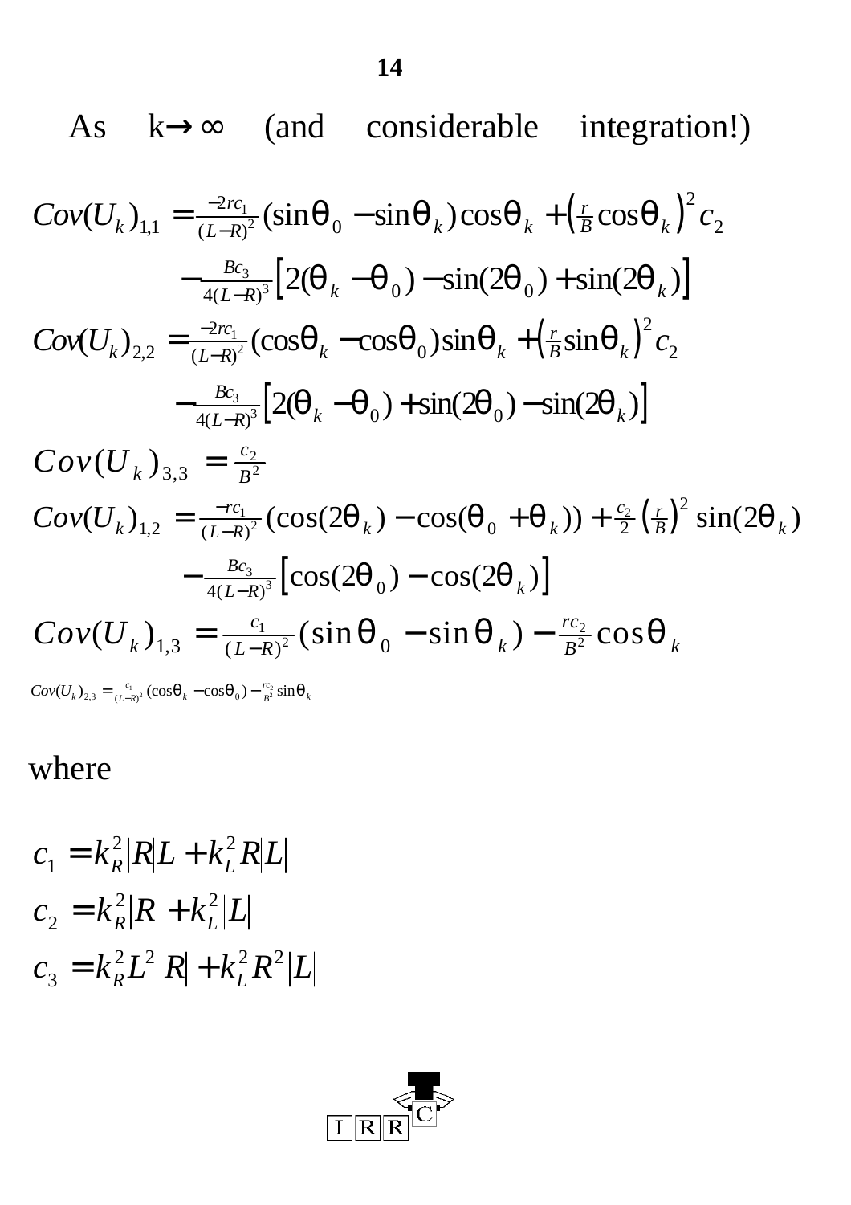As $k \to \infty$ (and considerable integration!)

$$Cov(U_k)_{1,1} = \frac{-2rc_1}{(L-R)^2}(\sin\theta_0 - \sin\theta_k)\cos\theta_k + \left(\frac{r}{B}\cos\theta_k\right)^2 c_2$$
$$-\frac{Bc_3}{4(L-R)^3}\left[2(\theta_k - \theta_0) - \sin(2\theta_0) + \sin(2\theta_k)\right]$$

$$Cov(U_k)_{2,2} = \frac{-2rc_1}{(L-R)^2}(\cos\theta_k - \cos\theta_0)\sin\theta_k + \left(\frac{r}{B}\sin\theta_k\right)^2 c_2$$
$$-\frac{Bc_3}{4(L-R)^3}\left[2(\theta_k - \theta_0) + \sin(2\theta_0) - \sin(2\theta_k)\right]$$

$$Cov(U_k)_{3,3} = \frac{c_2}{B^2}$$

$$Cov(U_k)_{1,2} = \frac{-rc_1}{(L-R)^2}(\cos(2\theta_k) - \cos(\theta_0 + \theta_k)) + \frac{c_2}{2}\left(\frac{r}{B}\right)^2 \sin(2\theta_k)$$
$$-\frac{Bc_3}{4(L-R)^3}\left[\cos(2\theta_0) - \cos(2\theta_k)\right]$$

$$Cov(U_k)_{1,3} = \frac{c_1}{(L-R)^2}(\sin\theta_0 - \sin\theta_k) - \frac{rc_2}{B^2}\cos\theta_k$$

$$Cov(U_k)_{2,3} = \frac{c_1}{(L-R)^2}(\cos\theta_k - \cos\theta_0) - \frac{rc_2}{B^2}\sin\theta_k$$

where

$$c_1 = k_R^2|R|L + k_L^2 R|L|$$
$$c_2 = k_R^2|R| + k_L^2|L|$$
$$c_3 = k_R^2 L^2|R| + k_L^2 R^2|L|$$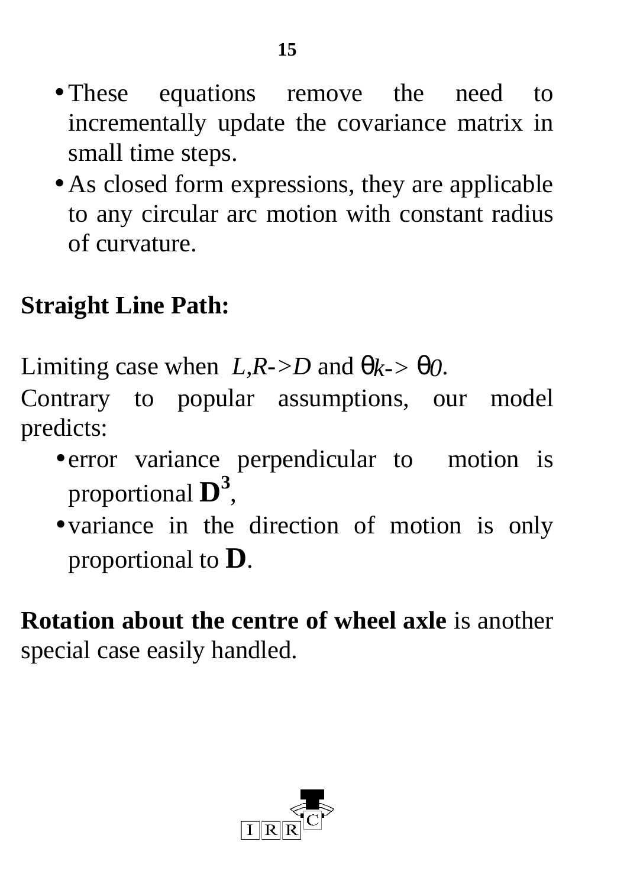- These equations remove the need to incrementally update the covariance matrix in small time steps.
- As closed form expressions, they are applicable to any circular arc motion with constant radius of curvature.

**Straight Line Path:**

Limiting case when $L,R \rightarrow D$ and $\theta_k \rightarrow \theta_0$.

Contrary to popular assumptions, our model predicts:

- error variance perpendicular to motion is proportional $\mathbf{D^3}$,
- variance in the direction of motion is only proportional to $\mathbf{D}$.

**Rotation about the centre of wheel axle** is another special case easily handled.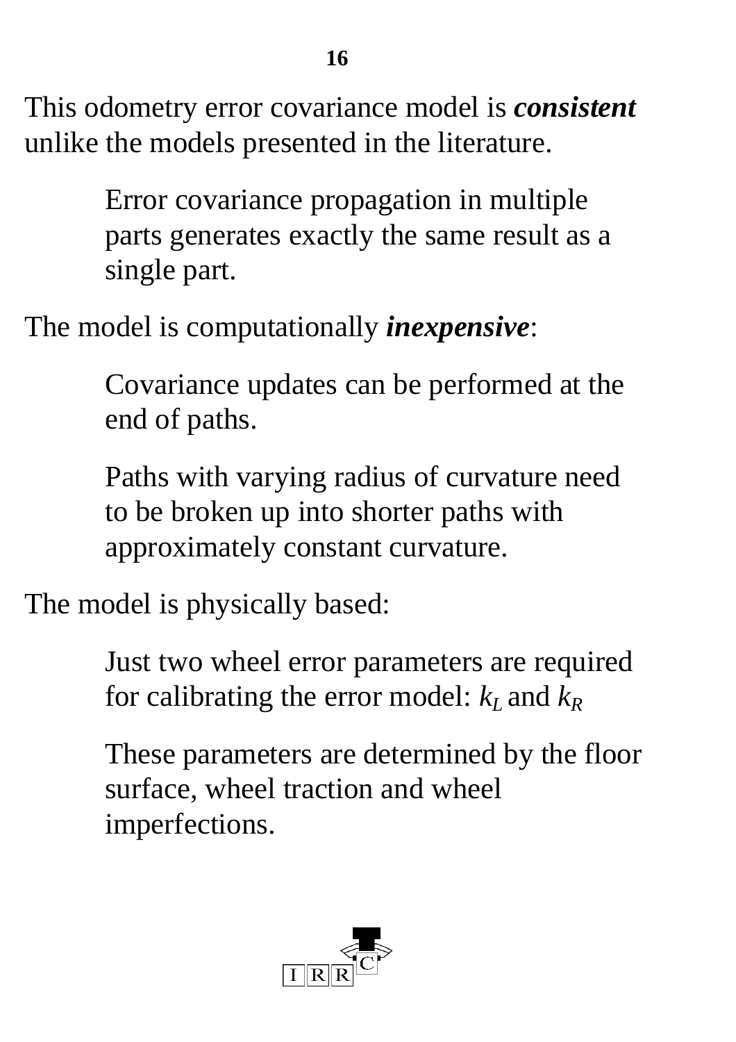This odometry error covariance model is ***consistent*** unlike the models presented in the literature.

> Error covariance propagation in multiple parts generates exactly the same result as a single part.

The model is computationally ***inexpensive***:

> Covariance updates can be performed at the end of paths.
>
> Paths with varying radius of curvature need to be broken up into shorter paths with approximately constant curvature.

The model is physically based:

> Just two wheel error parameters are required for calibrating the error model: $k_L$ and $k_R$
>
> These parameters are determined by the floor surface, wheel traction and wheel imperfections.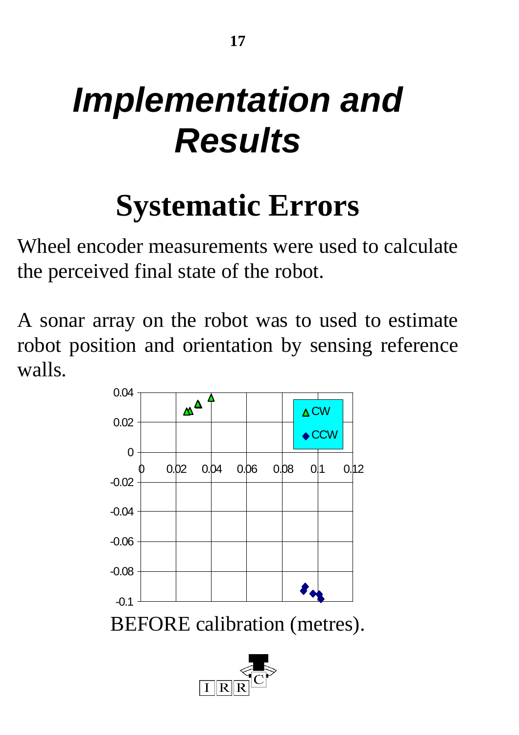# *Implementation and Results*

## Systematic Errors

Wheel encoder measurements were used to calculate the perceived final state of the robot.

A sonar array on the robot was to used to estimate robot position and orientation by sensing reference walls.

BEFORE calibration (metres).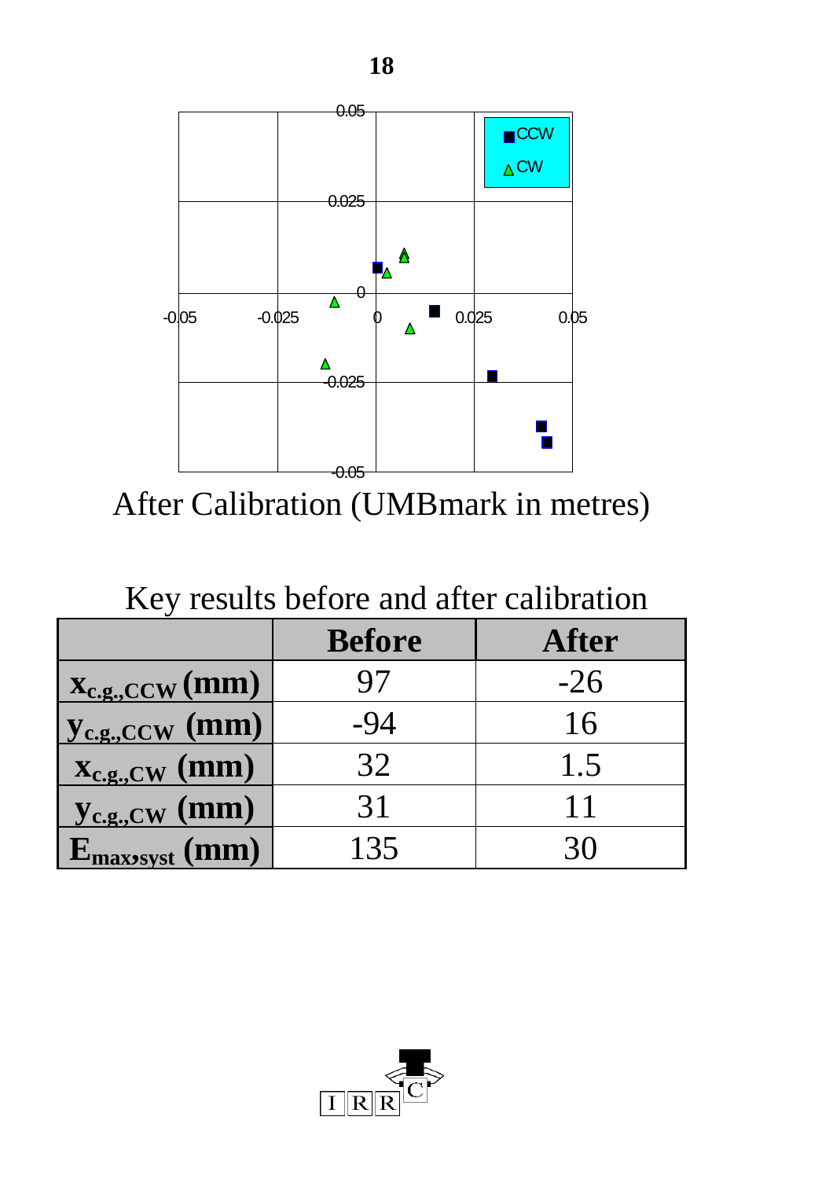After Calibration (UMBmark in metres)

Key results before and after calibration

| | Before | After |
|---|---|---|
| $x_{c.g.,CCW}$ (mm) | 97 | -26 |
| $y_{c.g.,CCW}$ (mm) | -94 | 16 |
| $x_{c.g.,CW}$ (mm) | 32 | 1.5 |
| $y_{c.g.,CW}$ (mm) | 31 | 11 |
| $E_{max,syst}$ (mm) | 135 | 30 |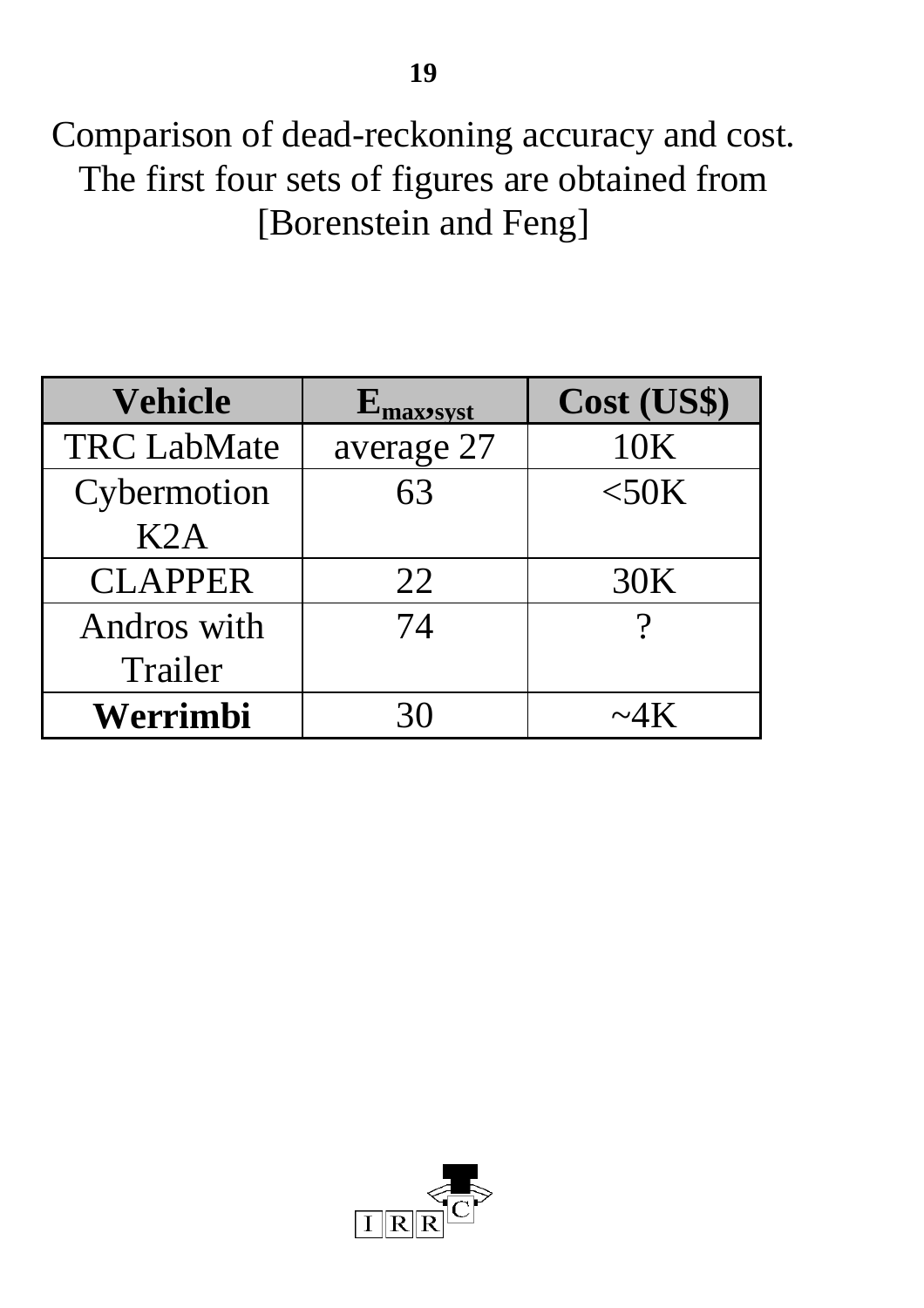Comparison of dead-reckoning accuracy and cost. The first four sets of figures are obtained from [Borenstein and Feng]

| Vehicle | $E_{max,syst}$ | Cost (US$) |
|---|---|---|
| TRC LabMate | average 27 | 10K |
| Cybermotion K2A | 63 | <50K |
| CLAPPER | 22 | 30K |
| Andros with Trailer | 74 | ? |
| **Werrimbi** | 30 | ~4K |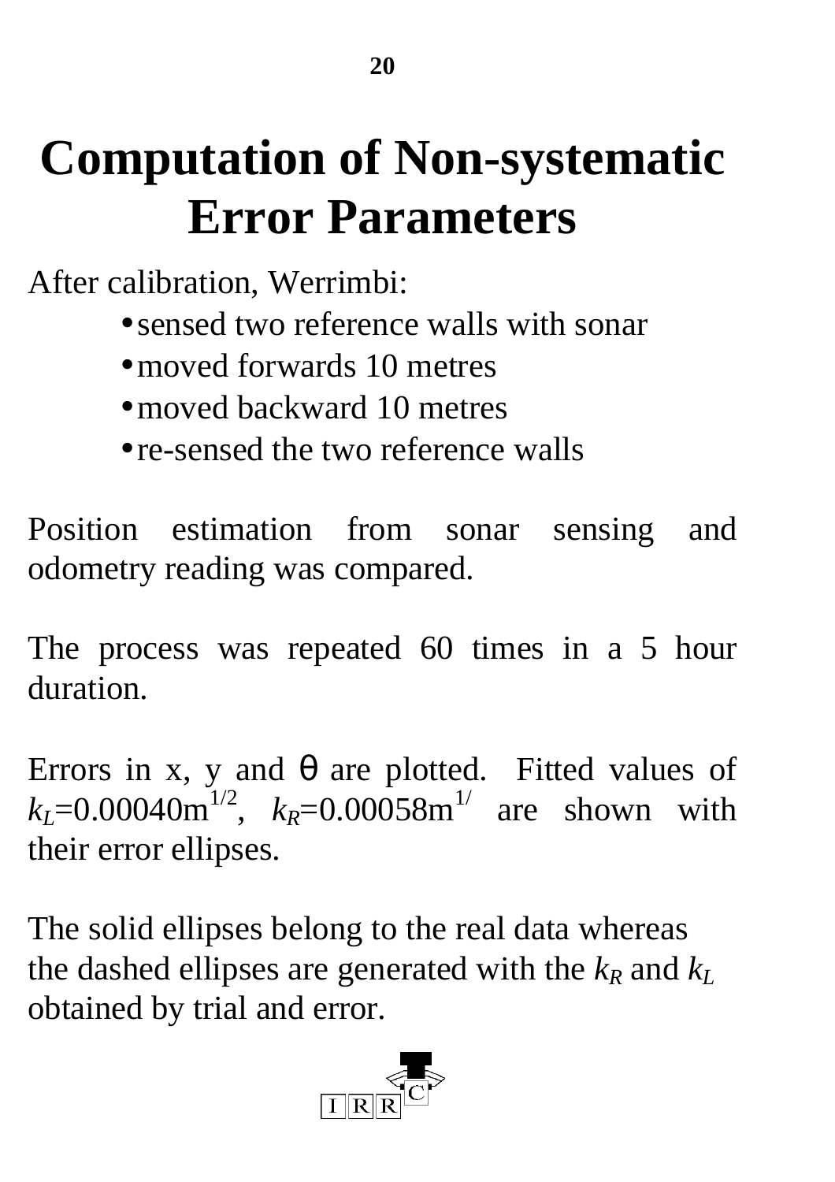# Computation of Non-systematic Error Parameters

After calibration, Werrimbi:

- sensed two reference walls with sonar
- moved forwards 10 metres
- moved backward 10 metres
- re-sensed the two reference walls

Position estimation from sonar sensing and odometry reading was compared.

The process was repeated 60 times in a 5 hour duration.

Errors in x, y and θ are plotted. Fitted values of $k_L$=0.00040m$^{1/2}$, $k_R$=0.00058m$^{1/}$ are shown with their error ellipses.

The solid ellipses belong to the real data whereas the dashed ellipses are generated with the $k_R$ and $k_L$ obtained by trial and error.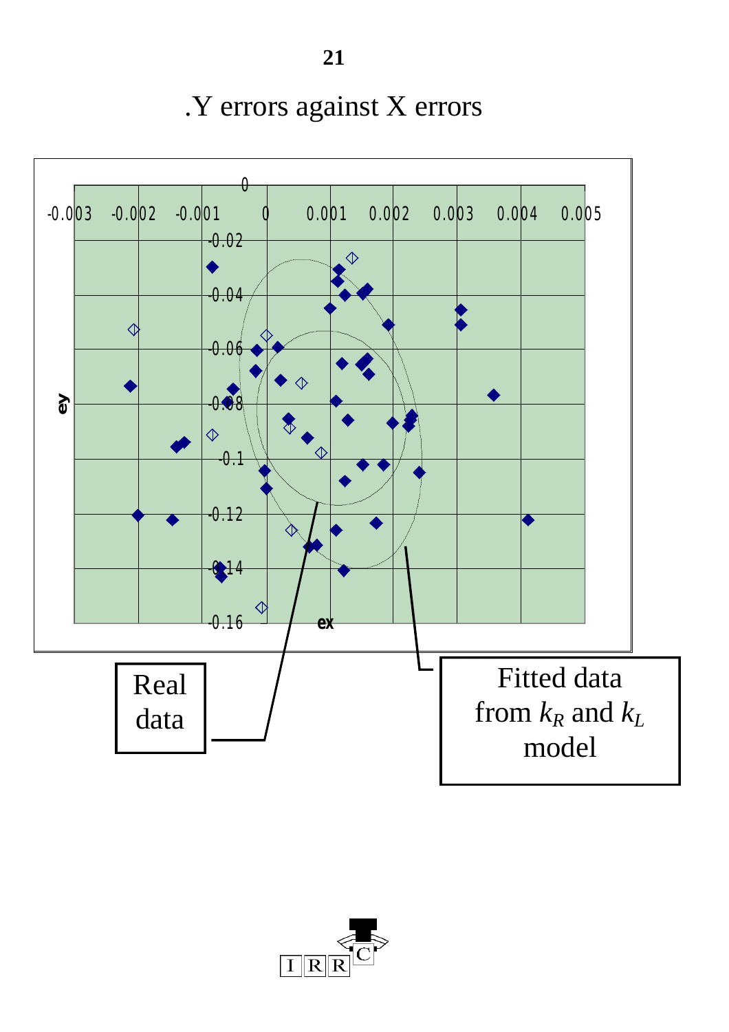.Y errors against X errors

ey

0

-0.003 -0.002 -0.001 0 0.001 0.002 0.003 0.004 0.005

-0.02

-0.04

-0.06

-0.08

-0.1

-0.12

-0.14

-0.16

ex

Real data

Fitted data from $k_R$ and $k_L$ model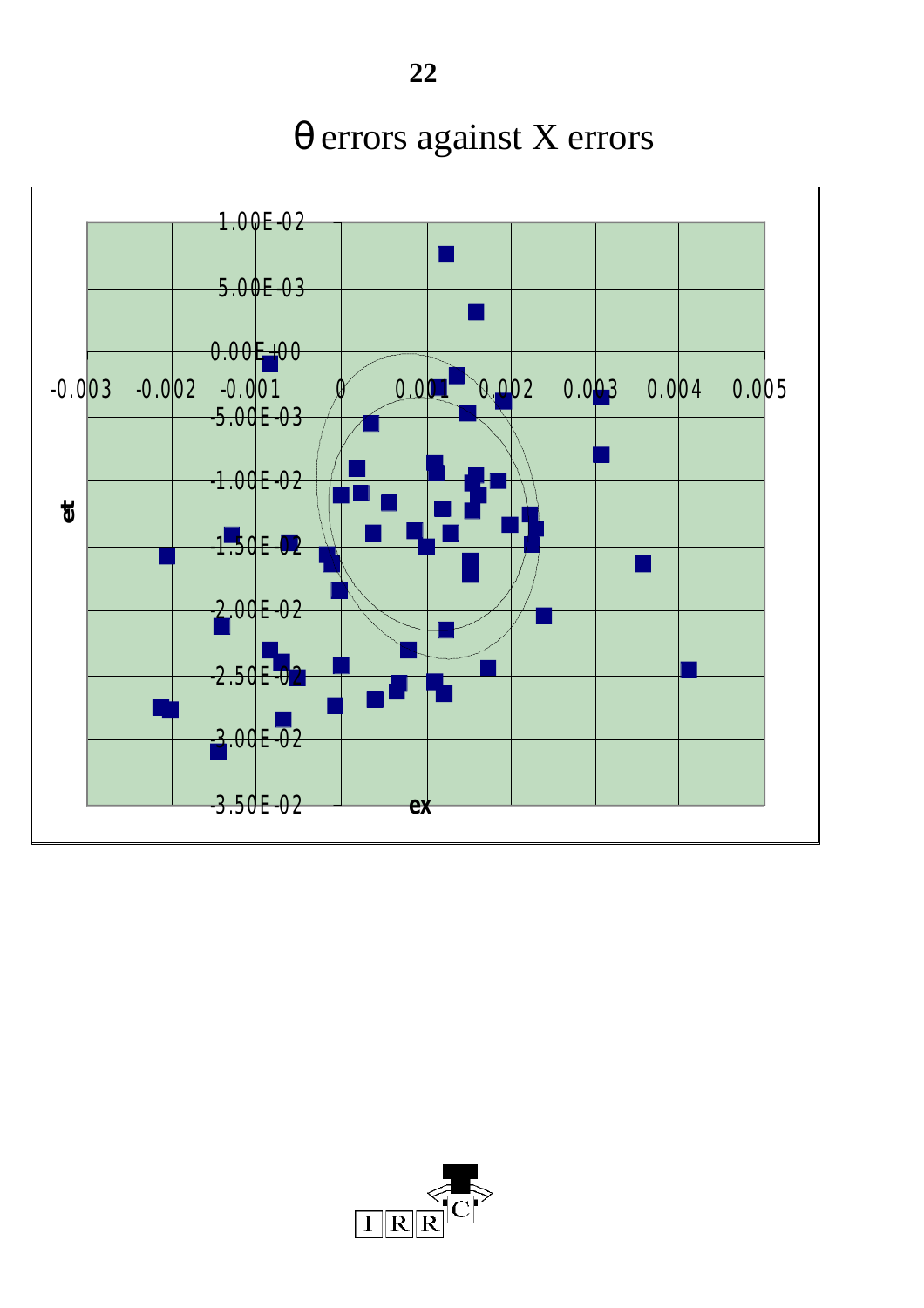# θ errors against X errors

1.00E-02

5.00E-03

0.00E+00

-0.003 -0.002 -0.001 0 0.001 0.002 0.003 0.004 0.005

-5.00E-03

-1.00E-02

et

-1.50E-02

-2.00E-02

-2.50E-02

-3.00E-02

-3.50E-02

ex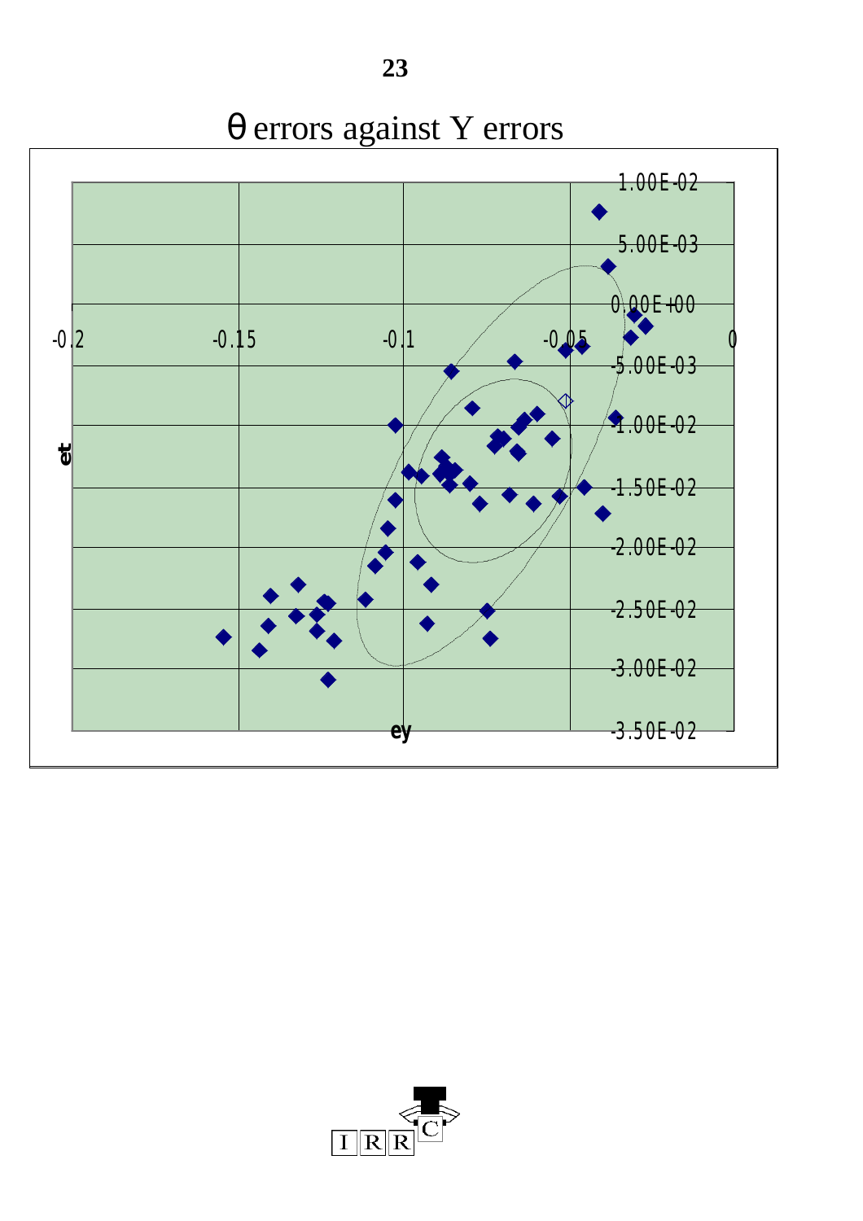# θ errors against Y errors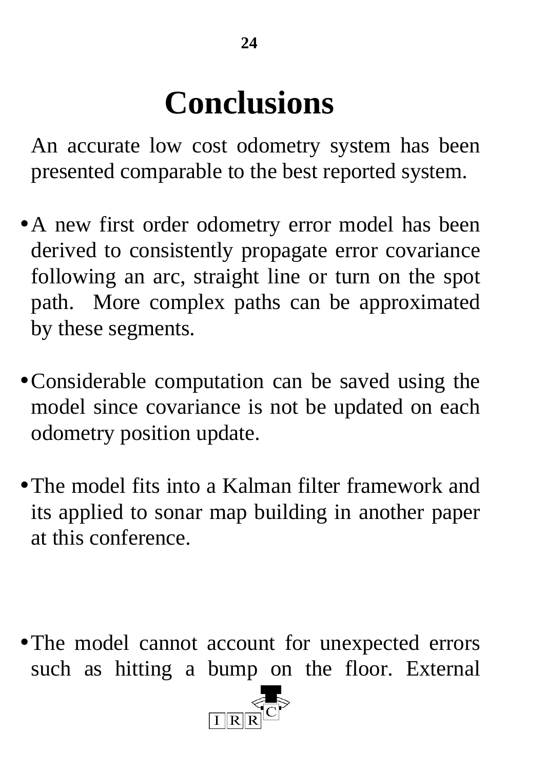# Conclusions

An accurate low cost odometry system has been presented comparable to the best reported system.

- A new first order odometry error model has been derived to consistently propagate error covariance following an arc, straight line or turn on the spot path. More complex paths can be approximated by these segments.

- Considerable computation can be saved using the model since covariance is not be updated on each odometry position update.

- The model fits into a Kalman filter framework and its applied to sonar map building in another paper at this conference.

- The model cannot account for unexpected errors such as hitting a bump on the floor. External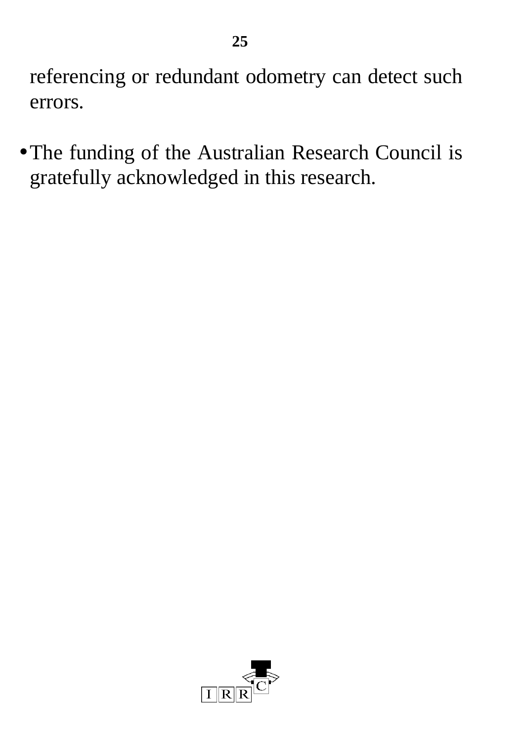referencing or redundant odometry can detect such errors.

- The funding of the Australian Research Council is gratefully acknowledged in this research.